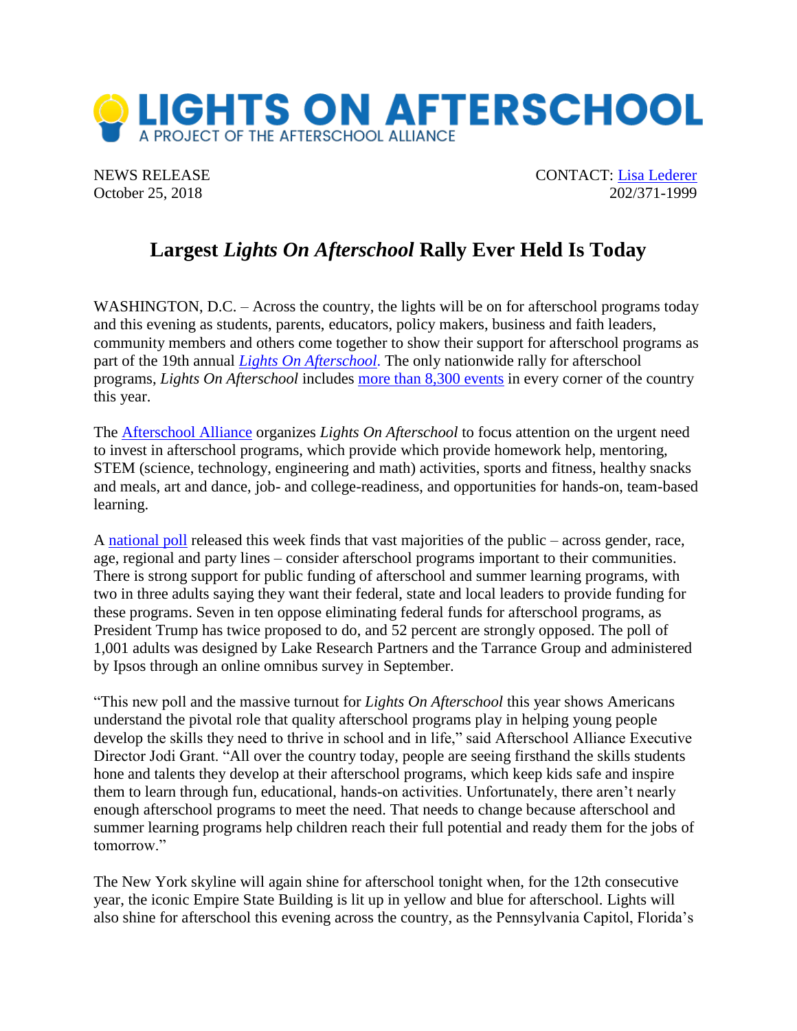# LIGHTS ON AFTERSCHOOL

A PROJECT OF THE AFTERSCHOOL ALLIANCE

NEWS RELEASE
October 25, 2018

CONTACT: Lisa Lederer
202/371-1999

## Largest *Lights On Afterschool* Rally Ever Held Is Today

WASHINGTON, D.C. – Across the country, the lights will be on for afterschool programs today and this evening as students, parents, educators, policy makers, business and faith leaders, community members and others come together to show their support for afterschool programs as part of the 19th annual *Lights On Afterschool*. The only nationwide rally for afterschool programs, *Lights On Afterschool* includes more than 8,300 events in every corner of the country this year.

The Afterschool Alliance organizes *Lights On Afterschool* to focus attention on the urgent need to invest in afterschool programs, which provide which provide homework help, mentoring, STEM (science, technology, engineering and math) activities, sports and fitness, healthy snacks and meals, art and dance, job- and college-readiness, and opportunities for hands-on, team-based learning.

A national poll released this week finds that vast majorities of the public – across gender, race, age, regional and party lines – consider afterschool programs important to their communities. There is strong support for public funding of afterschool and summer learning programs, with two in three adults saying they want their federal, state and local leaders to provide funding for these programs. Seven in ten oppose eliminating federal funds for afterschool programs, as President Trump has twice proposed to do, and 52 percent are strongly opposed. The poll of 1,001 adults was designed by Lake Research Partners and the Tarrance Group and administered by Ipsos through an online omnibus survey in September.

"This new poll and the massive turnout for *Lights On Afterschool* this year shows Americans understand the pivotal role that quality afterschool programs play in helping young people develop the skills they need to thrive in school and in life," said Afterschool Alliance Executive Director Jodi Grant. "All over the country today, people are seeing firsthand the skills students hone and talents they develop at their afterschool programs, which keep kids safe and inspire them to learn through fun, educational, hands-on activities. Unfortunately, there aren't nearly enough afterschool programs to meet the need. That needs to change because afterschool and summer learning programs help children reach their full potential and ready them for the jobs of tomorrow."

The New York skyline will again shine for afterschool tonight when, for the 12th consecutive year, the iconic Empire State Building is lit up in yellow and blue for afterschool. Lights will also shine for afterschool this evening across the country, as the Pennsylvania Capitol, Florida's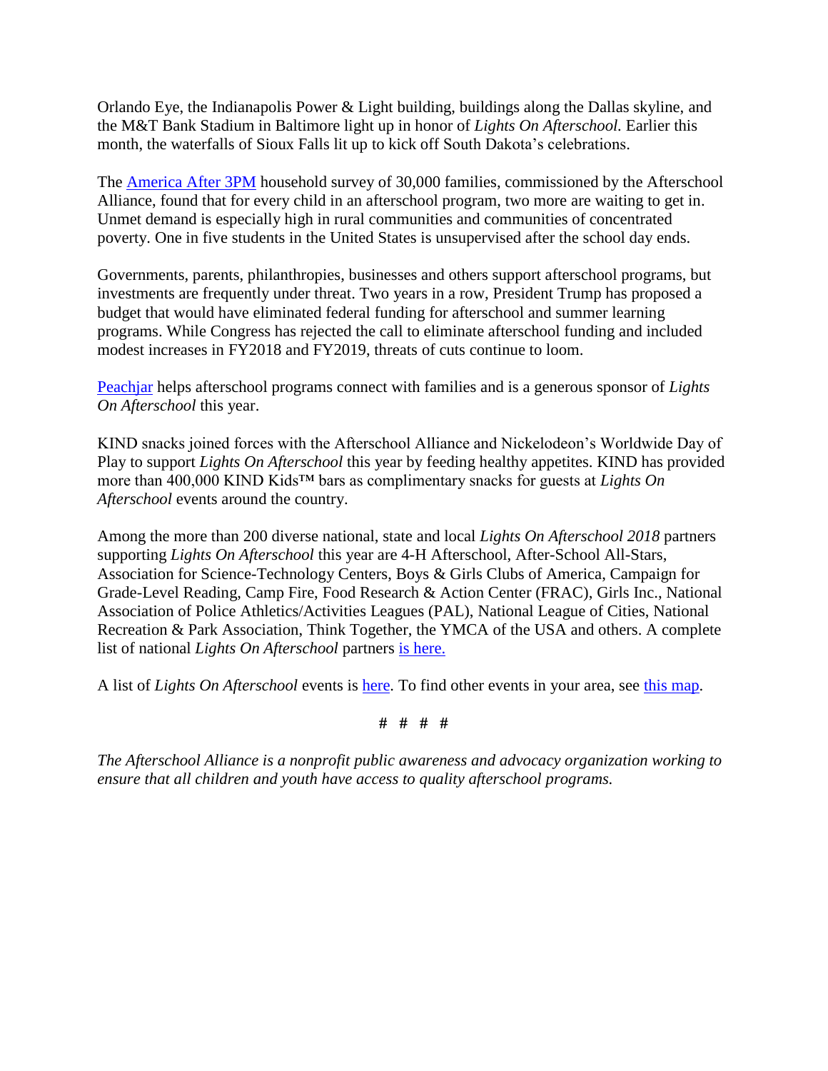Orlando Eye, the Indianapolis Power & Light building, buildings along the Dallas skyline, and the M&T Bank Stadium in Baltimore light up in honor of *Lights On Afterschool.* Earlier this month, the waterfalls of Sioux Falls lit up to kick off South Dakota's celebrations.

The America After 3PM household survey of 30,000 families, commissioned by the Afterschool Alliance, found that for every child in an afterschool program, two more are waiting to get in. Unmet demand is especially high in rural communities and communities of concentrated poverty. One in five students in the United States is unsupervised after the school day ends.

Governments, parents, philanthropies, businesses and others support afterschool programs, but investments are frequently under threat. Two years in a row, President Trump has proposed a budget that would have eliminated federal funding for afterschool and summer learning programs. While Congress has rejected the call to eliminate afterschool funding and included modest increases in FY2018 and FY2019, threats of cuts continue to loom.

Peachjar helps afterschool programs connect with families and is a generous sponsor of *Lights On Afterschool* this year.

KIND snacks joined forces with the Afterschool Alliance and Nickelodeon's Worldwide Day of Play to support *Lights On Afterschool* this year by feeding healthy appetites. KIND has provided more than 400,000 KIND Kids™ bars as complimentary snacks for guests at *Lights On Afterschool* events around the country.

Among the more than 200 diverse national, state and local *Lights On Afterschool 2018* partners supporting *Lights On Afterschool* this year are 4-H Afterschool, After-School All-Stars, Association for Science-Technology Centers, Boys & Girls Clubs of America, Campaign for Grade-Level Reading, Camp Fire, Food Research & Action Center (FRAC), Girls Inc., National Association of Police Athletics/Activities Leagues (PAL), National League of Cities, National Recreation & Park Association, Think Together, the YMCA of the USA and others. A complete list of national *Lights On Afterschool* partners is here.

A list of *Lights On Afterschool* events is here. To find other events in your area, see this map.

# # # #

*The Afterschool Alliance is a nonprofit public awareness and advocacy organization working to ensure that all children and youth have access to quality afterschool programs.*